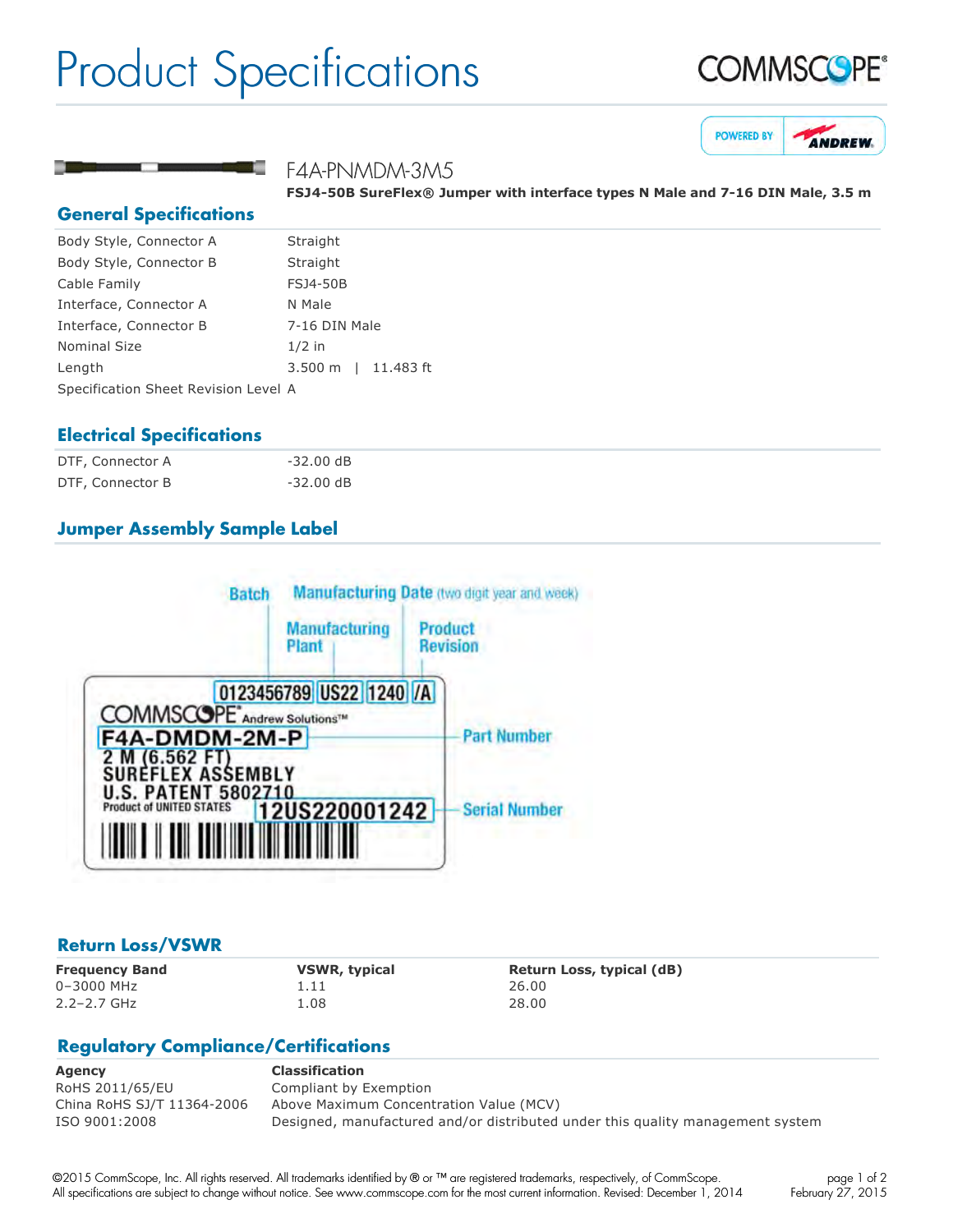# Product Specifications

## F4A-PNMDM-3M5

**FSJ4-50B SureFlex® Jumper with interface types N Male and 7-16 DIN Male, 3.5 m**

## General Specifications

| | |
|---|---|
| Body Style, Connector A | Straight |
| Body Style, Connector B | Straight |
| Cable Family | FSJ4-50B |
| Interface, Connector A | N Male |
| Interface, Connector B | 7-16 DIN Male |
| Nominal Size | 1/2 in |
| Length | 3.500 m \| 11.483 ft |
| Specification Sheet Revision Level | A |

## Electrical Specifications

| | |
|---|---|
| DTF, Connector A | -32.00 dB |
| DTF, Connector B | -32.00 dB |

## Jumper Assembly Sample Label

Batch | Manufacturing Date (two digit year and week) | Manufacturing Plant | Product Revision

0123456789 US22 1240 /A

COMMSCOPE® Andrew Solutions™

F4A-DMDM-2M-P — Part Number

2 M (6.562 FT)
SUREFLEX ASSEMBLY
U.S. PATENT 5802710
Product of UNITED STATES

12US220001242 — Serial Number

## Return Loss/VSWR

| Frequency Band | VSWR, typical | Return Loss, typical (dB) |
|---|---|---|
| 0–3000 MHz | 1.11 | 26.00 |
| 2.2–2.7 GHz | 1.08 | 28.00 |

## Regulatory Compliance/Certifications

| Agency | Classification |
|---|---|
| RoHS 2011/65/EU | Compliant by Exemption |
| China RoHS SJ/T 11364-2006 | Above Maximum Concentration Value (MCV) |
| ISO 9001:2008 | Designed, manufactured and/or distributed under this quality management system |

©2015 CommScope, Inc. All rights reserved. All trademarks identified by ® or ™ are registered trademarks, respectively, of CommScope.
All specifications are subject to change without notice. See www.commscope.com for the most current information. Revised: December 1, 2014

February 27, 2015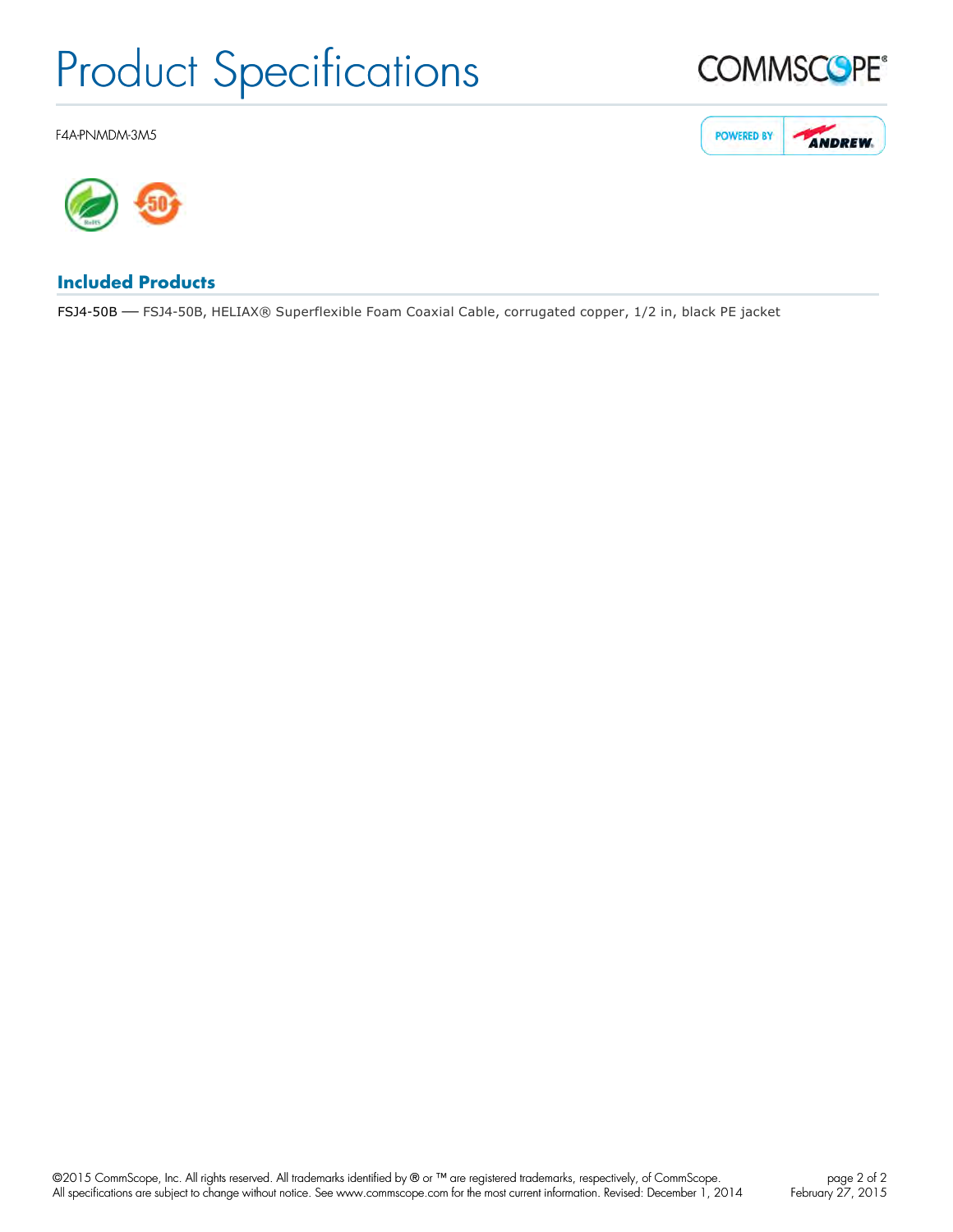## Included Products

FSJ4-50B — FSJ4-50B, HELIAX® Superflexible Foam Coaxial Cable, corrugated copper, 1/2 in, black PE jacket